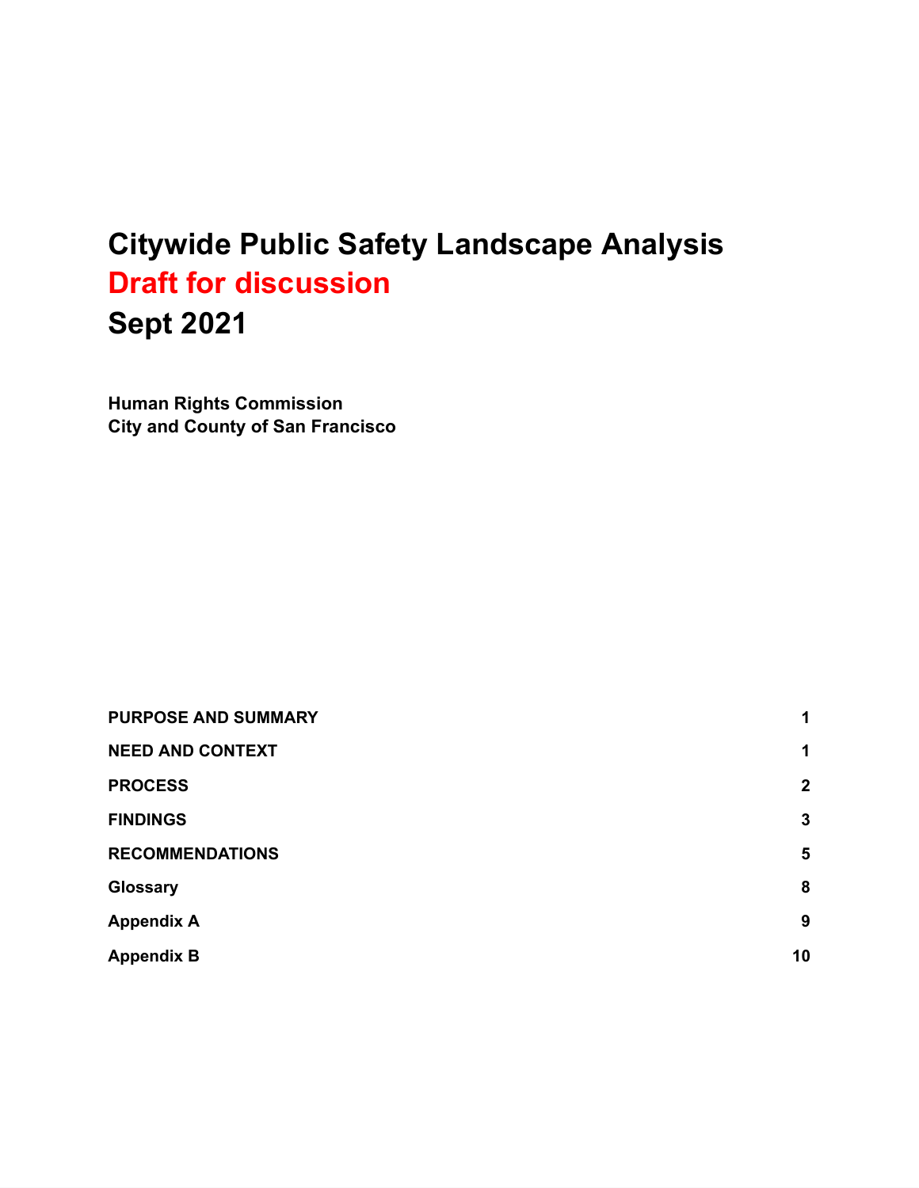# Citywide Public Safety Landscape Analysis

## Draft for discussion

## Sept 2021

**Human Rights Commission**
**City and County of San Francisco**

| | |
|---|---|
| **PURPOSE AND SUMMARY** | **1** |
| **NEED AND CONTEXT** | **1** |
| **PROCESS** | **2** |
| **FINDINGS** | **3** |
| **RECOMMENDATIONS** | **5** |
| **Glossary** | **8** |
| **Appendix A** | **9** |
| **Appendix B** | **10** |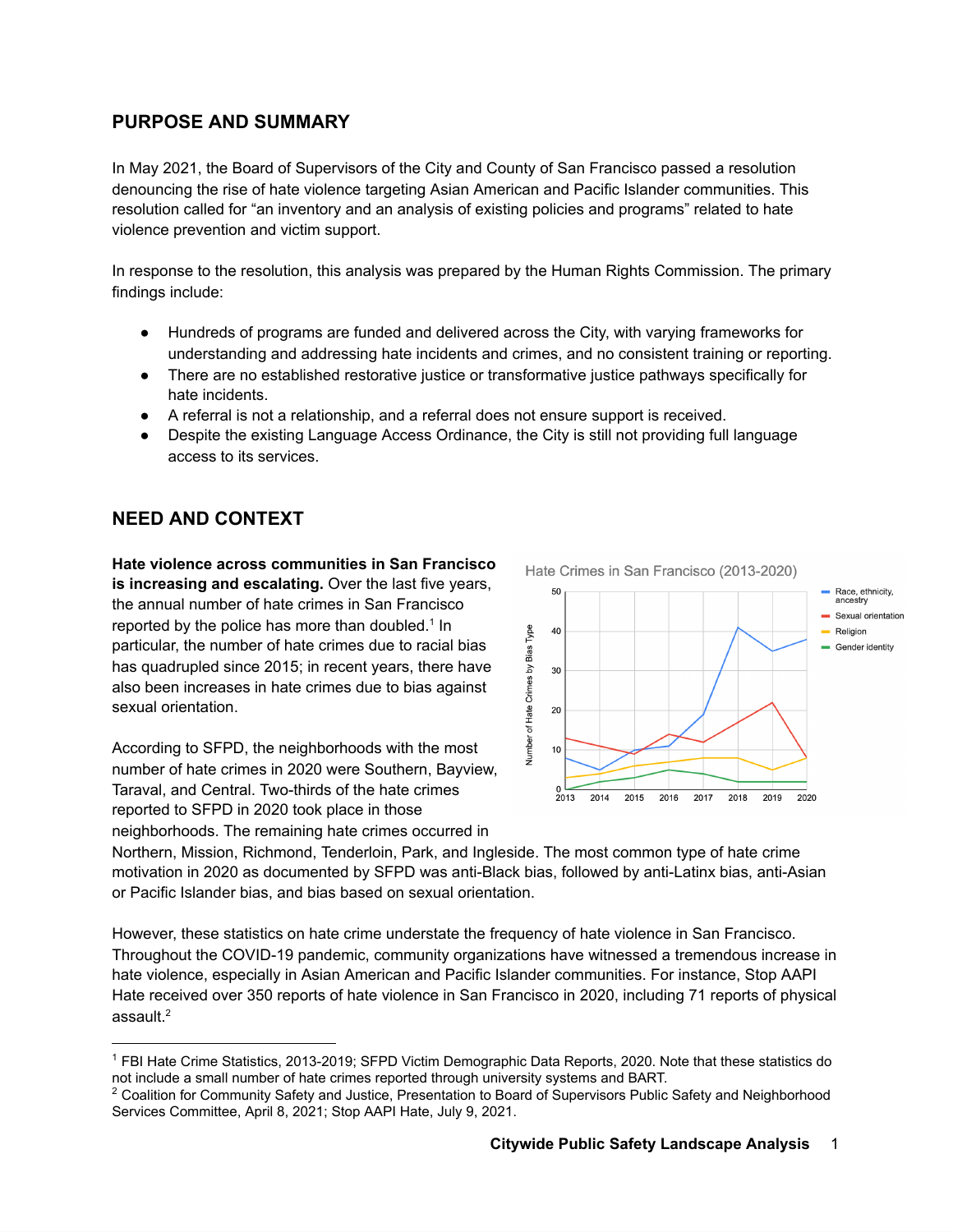## PURPOSE AND SUMMARY

In May 2021, the Board of Supervisors of the City and County of San Francisco passed a resolution denouncing the rise of hate violence targeting Asian American and Pacific Islander communities. This resolution called for "an inventory and an analysis of existing policies and programs" related to hate violence prevention and victim support.

In response to the resolution, this analysis was prepared by the Human Rights Commission. The primary findings include:

- Hundreds of programs are funded and delivered across the City, with varying frameworks for understanding and addressing hate incidents and crimes, and no consistent training or reporting.
- There are no established restorative justice or transformative justice pathways specifically for hate incidents.
- A referral is not a relationship, and a referral does not ensure support is received.
- Despite the existing Language Access Ordinance, the City is still not providing full language access to its services.

## NEED AND CONTEXT

**Hate violence across communities in San Francisco is increasing and escalating.** Over the last five years, the annual number of hate crimes in San Francisco reported by the police has more than doubled.[1] In particular, the number of hate crimes due to racial bias has quadrupled since 2015; in recent years, there have also been increases in hate crimes due to bias against sexual orientation.

According to SFPD, the neighborhoods with the most number of hate crimes in 2020 were Southern, Bayview, Taraval, and Central. Two-thirds of the hate crimes reported to SFPD in 2020 took place in those neighborhoods. The remaining hate crimes occurred in Northern, Mission, Richmond, Tenderloin, Park, and Ingleside. The most common type of hate crime motivation in 2020 as documented by SFPD was anti-Black bias, followed by anti-Latinx bias, anti-Asian or Pacific Islander bias, and bias based on sexual orientation.

However, these statistics on hate crime understate the frequency of hate violence in San Francisco. Throughout the COVID-19 pandemic, community organizations have witnessed a tremendous increase in hate violence, especially in Asian American and Pacific Islander communities. For instance, Stop AAPI Hate received over 350 reports of hate violence in San Francisco in 2020, including 71 reports of physical assault.[2]

---

[1] FBI Hate Crime Statistics, 2013-2019; SFPD Victim Demographic Data Reports, 2020. Note that these statistics do not include a small number of hate crimes reported through university systems and BART.

[2] Coalition for Community Safety and Justice, Presentation to Board of Supervisors Public Safety and Neighborhood Services Committee, April 8, 2021; Stop AAPI Hate, July 9, 2021.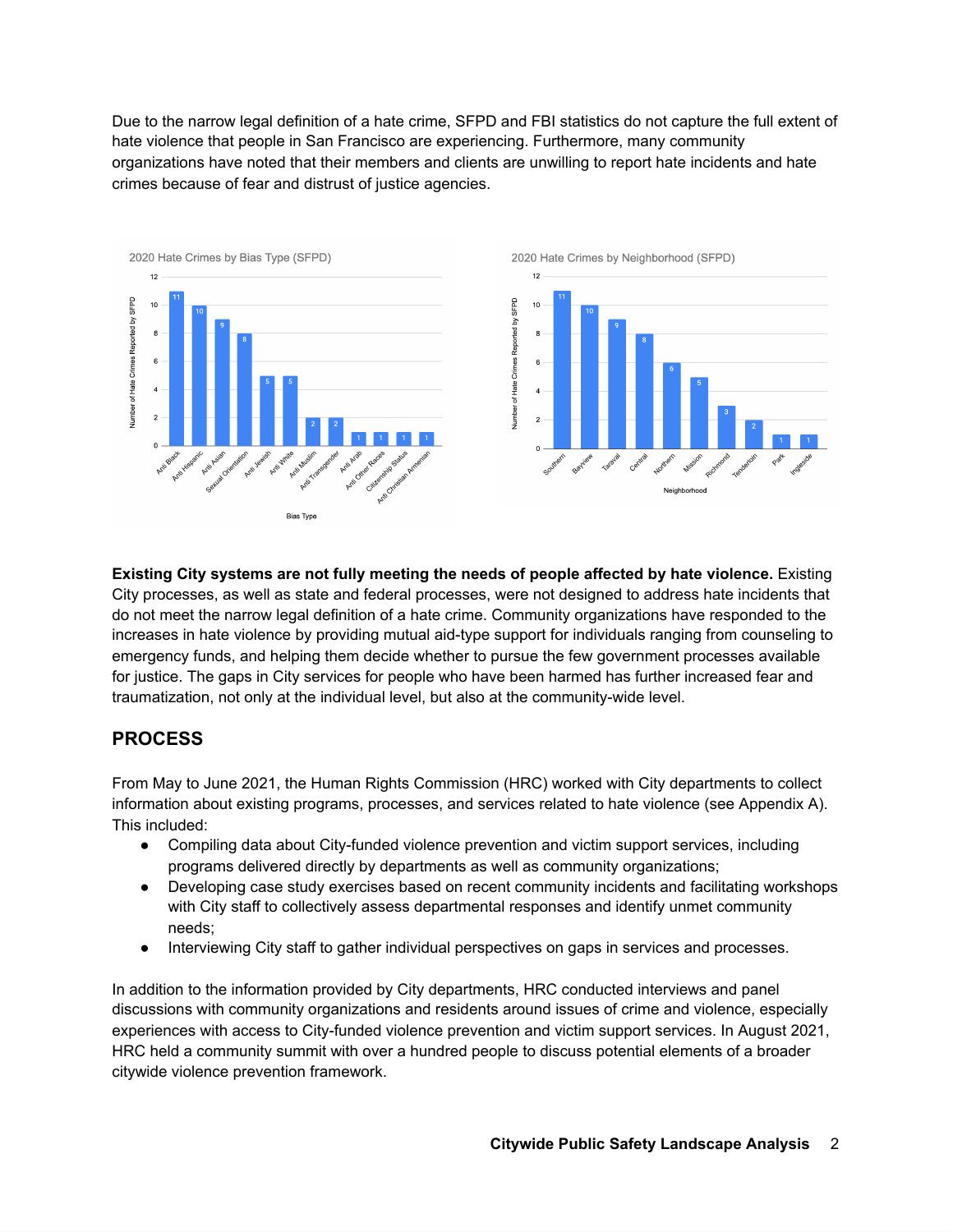Due to the narrow legal definition of a hate crime, SFPD and FBI statistics do not capture the full extent of hate violence that people in San Francisco are experiencing. Furthermore, many community organizations have noted that their members and clients are unwilling to report hate incidents and hate crimes because of fear and distrust of justice agencies.

2020 Hate Crimes by Bias Type (SFPD)

| Bias Type | Number of Hate Crimes Reported by SFPD |
| --- | --- |
| Anti Black | 11 |
| Anti Hispanic | 10 |
| Anti Asian | 9 |
| Sexual Orientation | 8 |
| Anti Jewish | 5 |
| Anti White | 5 |
| Anti Muslim | 2 |
| Anti Transgender | 2 |
| Anti Arab | 1 |
| Anti Other Races | 1 |
| Citizenship Status | 1 |
| Anti Christian Armenian | 1 |

2020 Hate Crimes by Neighborhood (SFPD)

| Neighborhood | Number of Hate Crimes Reported by SFPD |
| --- | --- |
| Southern | 11 |
| Bayview | 10 |
| Taraval | 9 |
| Central | 8 |
| Northern | 6 |
| Mission | 5 |
| Richmond | 3 |
| Tenderloin | 2 |
| Park | 1 |
| Ingleside | 1 |

**Existing City systems are not fully meeting the needs of people affected by hate violence.** Existing City processes, as well as state and federal processes, were not designed to address hate incidents that do not meet the narrow legal definition of a hate crime. Community organizations have responded to the increases in hate violence by providing mutual aid-type support for individuals ranging from counseling to emergency funds, and helping them decide whether to pursue the few government processes available for justice. The gaps in City services for people who have been harmed has further increased fear and traumatization, not only at the individual level, but also at the community-wide level.

## PROCESS

From May to June 2021, the Human Rights Commission (HRC) worked with City departments to collect information about existing programs, processes, and services related to hate violence (see Appendix A). This included:

- Compiling data about City-funded violence prevention and victim support services, including programs delivered directly by departments as well as community organizations;
- Developing case study exercises based on recent community incidents and facilitating workshops with City staff to collectively assess departmental responses and identify unmet community needs;
- Interviewing City staff to gather individual perspectives on gaps in services and processes.

In addition to the information provided by City departments, HRC conducted interviews and panel discussions with community organizations and residents around issues of crime and violence, especially experiences with access to City-funded violence prevention and victim support services. In August 2021, HRC held a community summit with over a hundred people to discuss potential elements of a broader citywide violence prevention framework.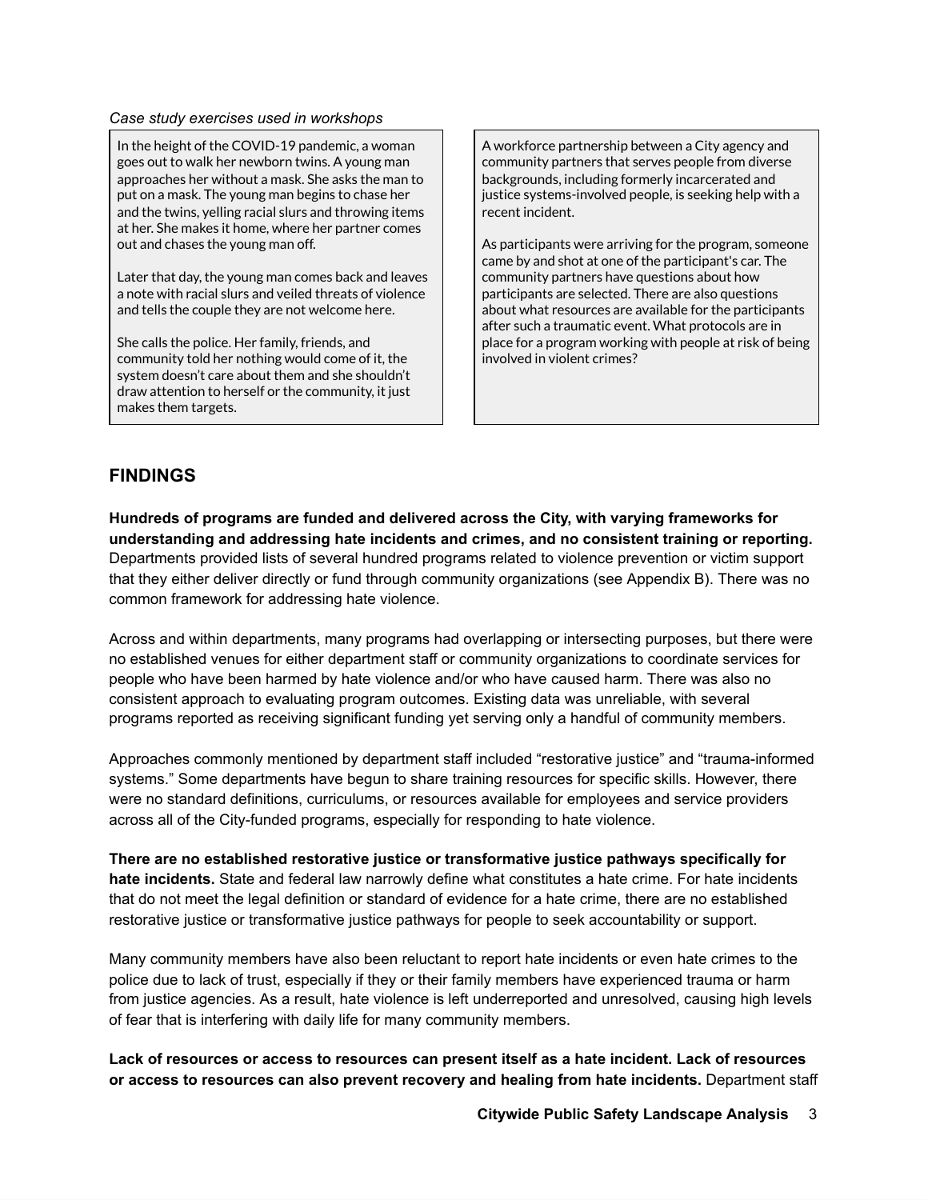*Case study exercises used in workshops*

In the height of the COVID-19 pandemic, a woman goes out to walk her newborn twins. A young man approaches her without a mask. She asks the man to put on a mask. The young man begins to chase her and the twins, yelling racial slurs and throwing items at her. She makes it home, where her partner comes out and chases the young man off.

Later that day, the young man comes back and leaves a note with racial slurs and veiled threats of violence and tells the couple they are not welcome here.

She calls the police. Her family, friends, and community told her nothing would come of it, the system doesn't care about them and she shouldn't draw attention to herself or the community, it just makes them targets.

A workforce partnership between a City agency and community partners that serves people from diverse backgrounds, including formerly incarcerated and justice systems-involved people, is seeking help with a recent incident.

As participants were arriving for the program, someone came by and shot at one of the participant's car. The community partners have questions about how participants are selected. There are also questions about what resources are available for the participants after such a traumatic event. What protocols are in place for a program working with people at risk of being involved in violent crimes?

## FINDINGS

**Hundreds of programs are funded and delivered across the City, with varying frameworks for understanding and addressing hate incidents and crimes, and no consistent training or reporting.** Departments provided lists of several hundred programs related to violence prevention or victim support that they either deliver directly or fund through community organizations (see Appendix B). There was no common framework for addressing hate violence.

Across and within departments, many programs had overlapping or intersecting purposes, but there were no established venues for either department staff or community organizations to coordinate services for people who have been harmed by hate violence and/or who have caused harm. There was also no consistent approach to evaluating program outcomes. Existing data was unreliable, with several programs reported as receiving significant funding yet serving only a handful of community members.

Approaches commonly mentioned by department staff included "restorative justice" and "trauma-informed systems." Some departments have begun to share training resources for specific skills. However, there were no standard definitions, curriculums, or resources available for employees and service providers across all of the City-funded programs, especially for responding to hate violence.

**There are no established restorative justice or transformative justice pathways specifically for hate incidents.** State and federal law narrowly define what constitutes a hate crime. For hate incidents that do not meet the legal definition or standard of evidence for a hate crime, there are no established restorative justice or transformative justice pathways for people to seek accountability or support.

Many community members have also been reluctant to report hate incidents or even hate crimes to the police due to lack of trust, especially if they or their family members have experienced trauma or harm from justice agencies. As a result, hate violence is left underreported and unresolved, causing high levels of fear that is interfering with daily life for many community members.

**Lack of resources or access to resources can present itself as a hate incident. Lack of resources or access to resources can also prevent recovery and healing from hate incidents.** Department staff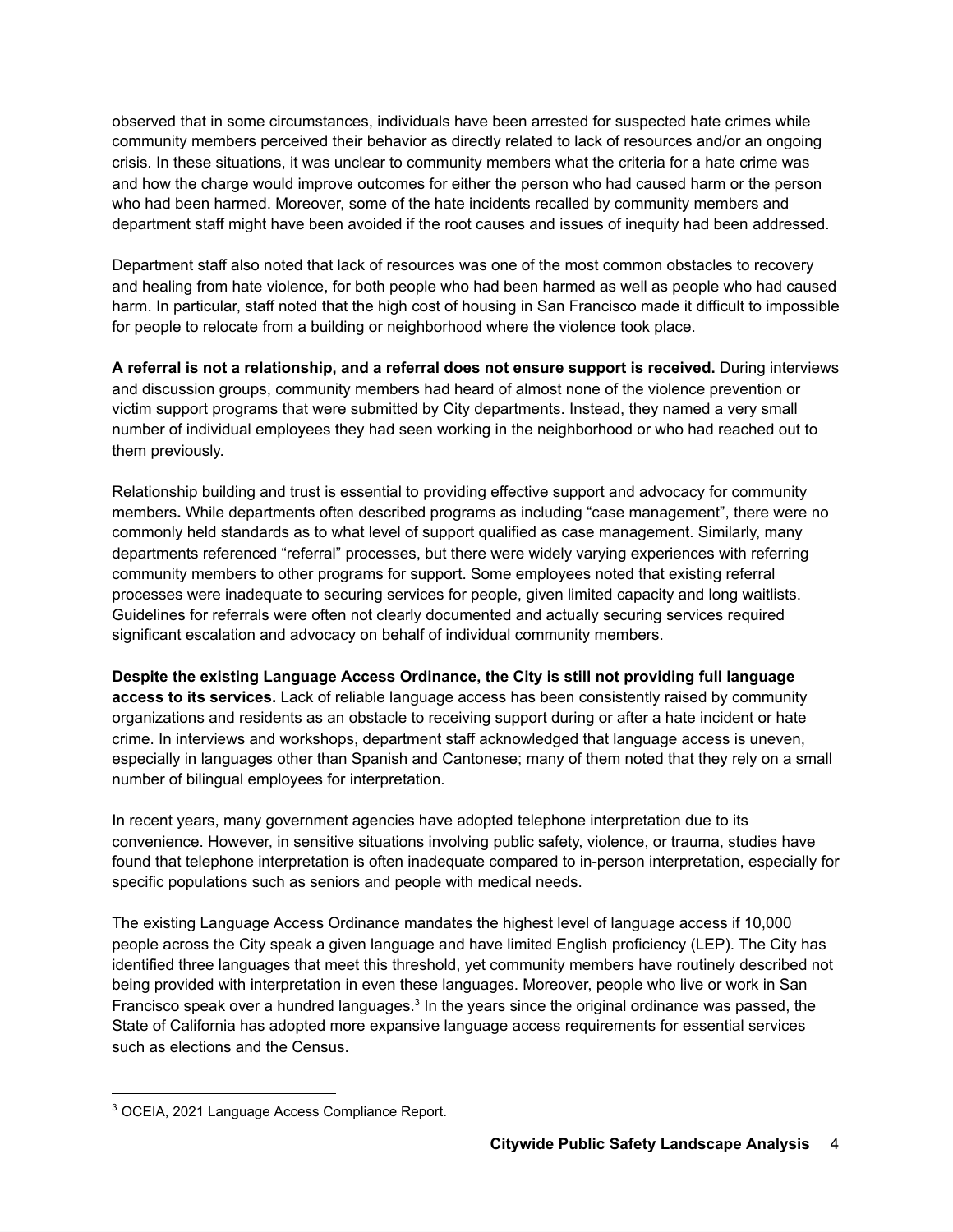observed that in some circumstances, individuals have been arrested for suspected hate crimes while community members perceived their behavior as directly related to lack of resources and/or an ongoing crisis. In these situations, it was unclear to community members what the criteria for a hate crime was and how the charge would improve outcomes for either the person who had caused harm or the person who had been harmed. Moreover, some of the hate incidents recalled by community members and department staff might have been avoided if the root causes and issues of inequity had been addressed.

Department staff also noted that lack of resources was one of the most common obstacles to recovery and healing from hate violence, for both people who had been harmed as well as people who had caused harm. In particular, staff noted that the high cost of housing in San Francisco made it difficult to impossible for people to relocate from a building or neighborhood where the violence took place.

**A referral is not a relationship, and a referral does not ensure support is received.** During interviews and discussion groups, community members had heard of almost none of the violence prevention or victim support programs that were submitted by City departments. Instead, they named a very small number of individual employees they had seen working in the neighborhood or who had reached out to them previously.

Relationship building and trust is essential to providing effective support and advocacy for community members**.** While departments often described programs as including "case management", there were no commonly held standards as to what level of support qualified as case management. Similarly, many departments referenced "referral" processes, but there were widely varying experiences with referring community members to other programs for support. Some employees noted that existing referral processes were inadequate to securing services for people, given limited capacity and long waitlists. Guidelines for referrals were often not clearly documented and actually securing services required significant escalation and advocacy on behalf of individual community members.

**Despite the existing Language Access Ordinance, the City is still not providing full language access to its services.** Lack of reliable language access has been consistently raised by community organizations and residents as an obstacle to receiving support during or after a hate incident or hate crime. In interviews and workshops, department staff acknowledged that language access is uneven, especially in languages other than Spanish and Cantonese; many of them noted that they rely on a small number of bilingual employees for interpretation.

In recent years, many government agencies have adopted telephone interpretation due to its convenience. However, in sensitive situations involving public safety, violence, or trauma, studies have found that telephone interpretation is often inadequate compared to in-person interpretation, especially for specific populations such as seniors and people with medical needs.

The existing Language Access Ordinance mandates the highest level of language access if 10,000 people across the City speak a given language and have limited English proficiency (LEP). The City has identified three languages that meet this threshold, yet community members have routinely described not being provided with interpretation in even these languages. Moreover, people who live or work in San Francisco speak over a hundred languages.[3] In the years since the original ordinance was passed, the State of California has adopted more expansive language access requirements for essential services such as elections and the Census.

[3] OCEIA, 2021 Language Access Compliance Report.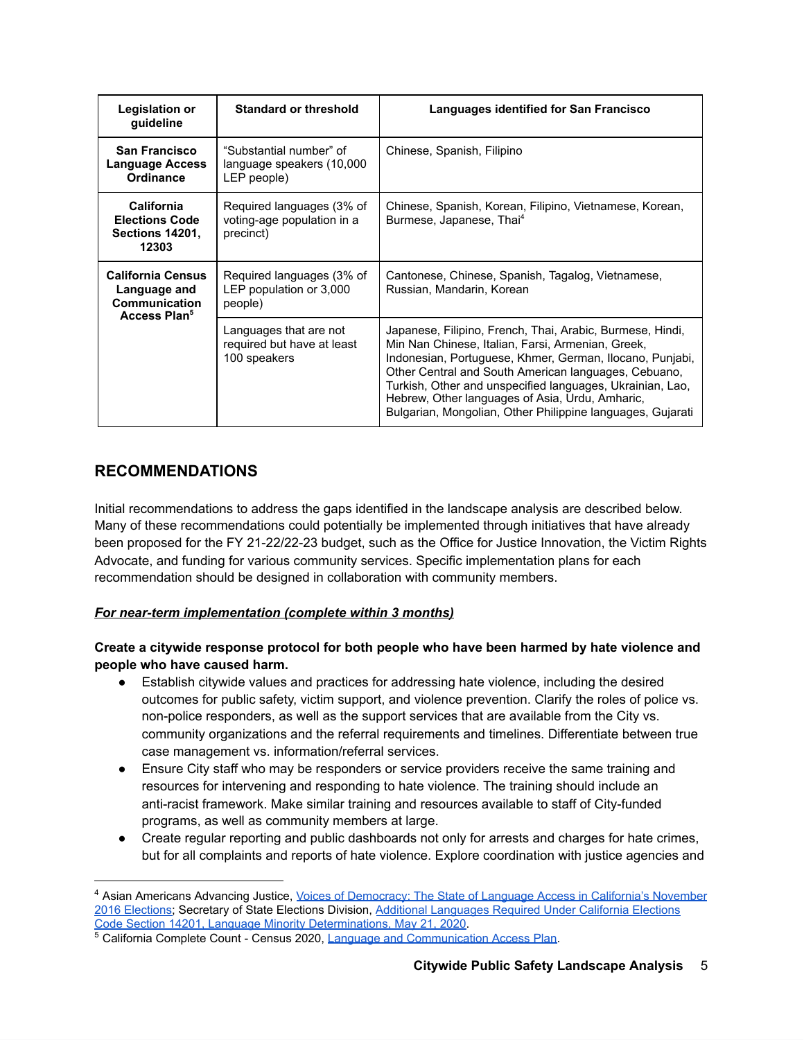| Legislation or guideline | Standard or threshold | Languages identified for San Francisco |
|---|---|---|
| **San Francisco Language Access Ordinance** | "Substantial number" of language speakers (10,000 LEP people) | Chinese, Spanish, Filipino |
| **California Elections Code Sections 14201, 12303** | Required languages (3% of voting-age population in a precinct) | Chinese, Spanish, Korean, Filipino, Vietnamese, Korean, Burmese, Japanese, Thai[4] |
| **California Census Language and Communication Access Plan[5]** | Required languages (3% of LEP population or 3,000 people) | Cantonese, Chinese, Spanish, Tagalog, Vietnamese, Russian, Mandarin, Korean |
| | Languages that are not required but have at least 100 speakers | Japanese, Filipino, French, Thai, Arabic, Burmese, Hindi, Min Nan Chinese, Italian, Farsi, Armenian, Greek, Indonesian, Portuguese, Khmer, German, Ilocano, Punjabi, Other Central and South American languages, Cebuano, Turkish, Other and unspecified languages, Ukrainian, Lao, Hebrew, Other languages of Asia, Urdu, Amharic, Bulgarian, Mongolian, Other Philippine languages, Gujarati |

## RECOMMENDATIONS

Initial recommendations to address the gaps identified in the landscape analysis are described below. Many of these recommendations could potentially be implemented through initiatives that have already been proposed for the FY 21-22/22-23 budget, such as the Office for Justice Innovation, the Victim Rights Advocate, and funding for various community services. Specific implementation plans for each recommendation should be designed in collaboration with community members.

***For near-term implementation (complete within 3 months)***

**Create a citywide response protocol for both people who have been harmed by hate violence and people who have caused harm.**

- Establish citywide values and practices for addressing hate violence, including the desired outcomes for public safety, victim support, and violence prevention. Clarify the roles of police vs. non-police responders, as well as the support services that are available from the City vs. community organizations and the referral requirements and timelines. Differentiate between true case management vs. information/referral services.
- Ensure City staff who may be responders or service providers receive the same training and resources for intervening and responding to hate violence. The training should include an anti-racist framework. Make similar training and resources available to staff of City-funded programs, as well as community members at large.
- Create regular reporting and public dashboards not only for arrests and charges for hate crimes, but for all complaints and reports of hate violence. Explore coordination with justice agencies and

[4] Asian Americans Advancing Justice, Voices of Democracy: The State of Language Access in California's November 2016 Elections; Secretary of State Elections Division, Additional Languages Required Under California Elections Code Section 14201, Language Minority Determinations, May 21, 2020.

[5] California Complete Count - Census 2020, Language and Communication Access Plan.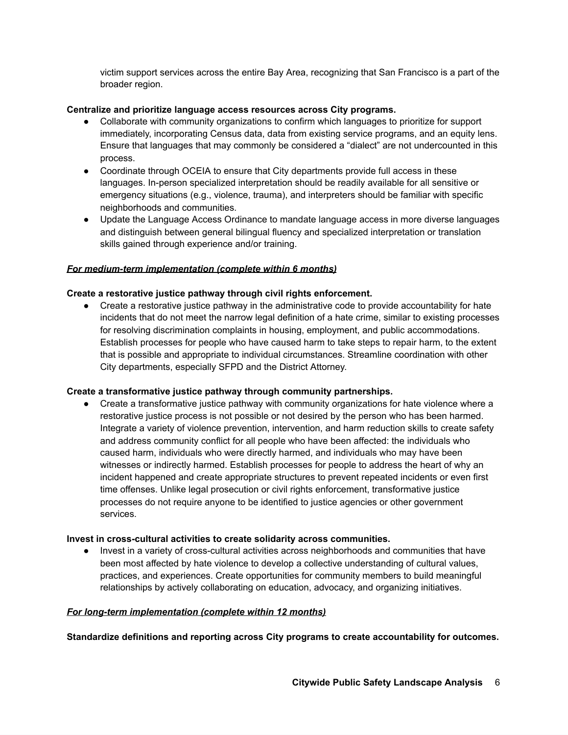victim support services across the entire Bay Area, recognizing that San Francisco is a part of the broader region.

**Centralize and prioritize language access resources across City programs.**

- Collaborate with community organizations to confirm which languages to prioritize for support immediately, incorporating Census data, data from existing service programs, and an equity lens. Ensure that languages that may commonly be considered a "dialect" are not undercounted in this process.
- Coordinate through OCEIA to ensure that City departments provide full access in these languages. In-person specialized interpretation should be readily available for all sensitive or emergency situations (e.g., violence, trauma), and interpreters should be familiar with specific neighborhoods and communities.
- Update the Language Access Ordinance to mandate language access in more diverse languages and distinguish between general bilingual fluency and specialized interpretation or translation skills gained through experience and/or training.

***For medium-term implementation (complete within 6 months)***

**Create a restorative justice pathway through civil rights enforcement.**

- Create a restorative justice pathway in the administrative code to provide accountability for hate incidents that do not meet the narrow legal definition of a hate crime, similar to existing processes for resolving discrimination complaints in housing, employment, and public accommodations. Establish processes for people who have caused harm to take steps to repair harm, to the extent that is possible and appropriate to individual circumstances. Streamline coordination with other City departments, especially SFPD and the District Attorney.

**Create a transformative justice pathway through community partnerships.**

- Create a transformative justice pathway with community organizations for hate violence where a restorative justice process is not possible or not desired by the person who has been harmed. Integrate a variety of violence prevention, intervention, and harm reduction skills to create safety and address community conflict for all people who have been affected: the individuals who caused harm, individuals who were directly harmed, and individuals who may have been witnesses or indirectly harmed. Establish processes for people to address the heart of why an incident happened and create appropriate structures to prevent repeated incidents or even first time offenses. Unlike legal prosecution or civil rights enforcement, transformative justice processes do not require anyone to be identified to justice agencies or other government services.

**Invest in cross-cultural activities to create solidarity across communities.**

- Invest in a variety of cross-cultural activities across neighborhoods and communities that have been most affected by hate violence to develop a collective understanding of cultural values, practices, and experiences. Create opportunities for community members to build meaningful relationships by actively collaborating on education, advocacy, and organizing initiatives.

***For long-term implementation (complete within 12 months)***

**Standardize definitions and reporting across City programs to create accountability for outcomes.**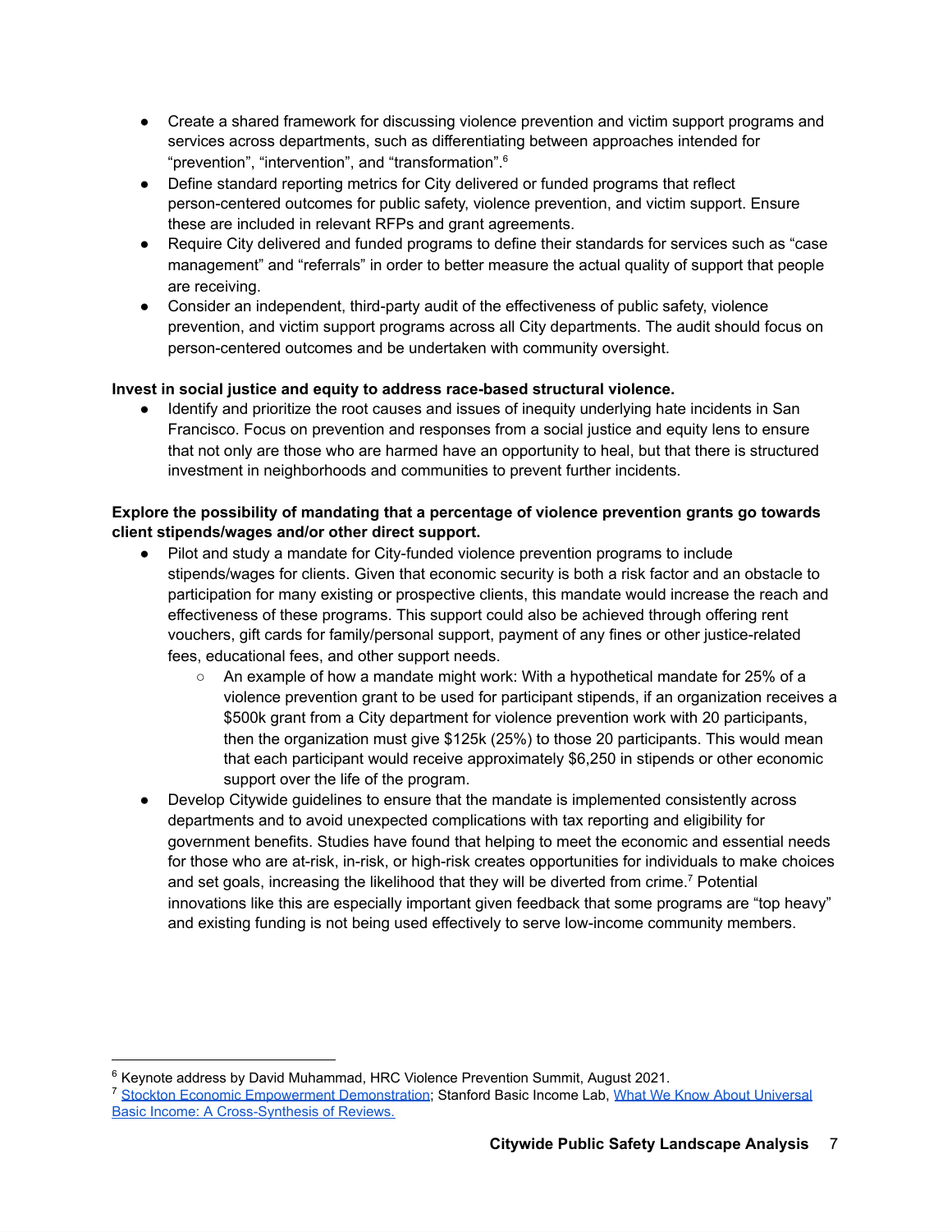- Create a shared framework for discussing violence prevention and victim support programs and services across departments, such as differentiating between approaches intended for "prevention", "intervention", and "transformation".[6]
- Define standard reporting metrics for City delivered or funded programs that reflect person-centered outcomes for public safety, violence prevention, and victim support. Ensure these are included in relevant RFPs and grant agreements.
- Require City delivered and funded programs to define their standards for services such as "case management" and "referrals" in order to better measure the actual quality of support that people are receiving.
- Consider an independent, third-party audit of the effectiveness of public safety, violence prevention, and victim support programs across all City departments. The audit should focus on person-centered outcomes and be undertaken with community oversight.

**Invest in social justice and equity to address race-based structural violence.**

- Identify and prioritize the root causes and issues of inequity underlying hate incidents in San Francisco. Focus on prevention and responses from a social justice and equity lens to ensure that not only are those who are harmed have an opportunity to heal, but that there is structured investment in neighborhoods and communities to prevent further incidents.

**Explore the possibility of mandating that a percentage of violence prevention grants go towards client stipends/wages and/or other direct support.**

- Pilot and study a mandate for City-funded violence prevention programs to include stipends/wages for clients. Given that economic security is both a risk factor and an obstacle to participation for many existing or prospective clients, this mandate would increase the reach and effectiveness of these programs. This support could also be achieved through offering rent vouchers, gift cards for family/personal support, payment of any fines or other justice-related fees, educational fees, and other support needs.
  - An example of how a mandate might work: With a hypothetical mandate for 25% of a violence prevention grant to be used for participant stipends, if an organization receives a $500k grant from a City department for violence prevention work with 20 participants, then the organization must give $125k (25%) to those 20 participants. This would mean that each participant would receive approximately $6,250 in stipends or other economic support over the life of the program.
- Develop Citywide guidelines to ensure that the mandate is implemented consistently across departments and to avoid unexpected complications with tax reporting and eligibility for government benefits. Studies have found that helping to meet the economic and essential needs for those who are at-risk, in-risk, or high-risk creates opportunities for individuals to make choices and set goals, increasing the likelihood that they will be diverted from crime.[7] Potential innovations like this are especially important given feedback that some programs are "top heavy" and existing funding is not being used effectively to serve low-income community members.

---

[6] Keynote address by David Muhammad, HRC Violence Prevention Summit, August 2021.

[7] Stockton Economic Empowerment Demonstration; Stanford Basic Income Lab, What We Know About Universal Basic Income: A Cross-Synthesis of Reviews.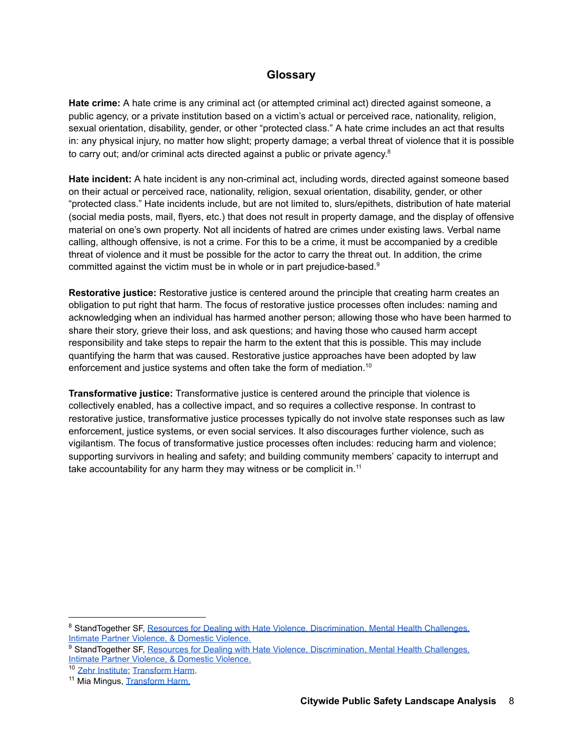## Glossary

**Hate crime:** A hate crime is any criminal act (or attempted criminal act) directed against someone, a public agency, or a private institution based on a victim's actual or perceived race, nationality, religion, sexual orientation, disability, gender, or other "protected class." A hate crime includes an act that results in: any physical injury, no matter how slight; property damage; a verbal threat of violence that it is possible to carry out; and/or criminal acts directed against a public or private agency.[8]

**Hate incident:** A hate incident is any non-criminal act, including words, directed against someone based on their actual or perceived race, nationality, religion, sexual orientation, disability, gender, or other "protected class." Hate incidents include, but are not limited to, slurs/epithets, distribution of hate material (social media posts, mail, flyers, etc.) that does not result in property damage, and the display of offensive material on one's own property. Not all incidents of hatred are crimes under existing laws. Verbal name calling, although offensive, is not a crime. For this to be a crime, it must be accompanied by a credible threat of violence and it must be possible for the actor to carry the threat out. In addition, the crime committed against the victim must be in whole or in part prejudice-based.[9]

**Restorative justice:** Restorative justice is centered around the principle that creating harm creates an obligation to put right that harm. The focus of restorative justice processes often includes: naming and acknowledging when an individual has harmed another person; allowing those who have been harmed to share their story, grieve their loss, and ask questions; and having those who caused harm accept responsibility and take steps to repair the harm to the extent that this is possible. This may include quantifying the harm that was caused. Restorative justice approaches have been adopted by law enforcement and justice systems and often take the form of mediation.[10]

**Transformative justice:** Transformative justice is centered around the principle that violence is collectively enabled, has a collective impact, and so requires a collective response. In contrast to restorative justice, transformative justice processes typically do not involve state responses such as law enforcement, justice systems, or even social services. It also discourages further violence, such as vigilantism. The focus of transformative justice processes often includes: reducing harm and violence; supporting survivors in healing and safety; and building community members' capacity to interrupt and take accountability for any harm they may witness or be complicit in.[11]

---

[8] StandTogether SF, Resources for Dealing with Hate Violence, Discrimination, Mental Health Challenges, Intimate Partner Violence, & Domestic Violence.

[9] StandTogether SF, Resources for Dealing with Hate Violence, Discrimination, Mental Health Challenges, Intimate Partner Violence, & Domestic Violence.

[10] Zehr Institute; Transform Harm.

[11] Mia Mingus, Transform Harm.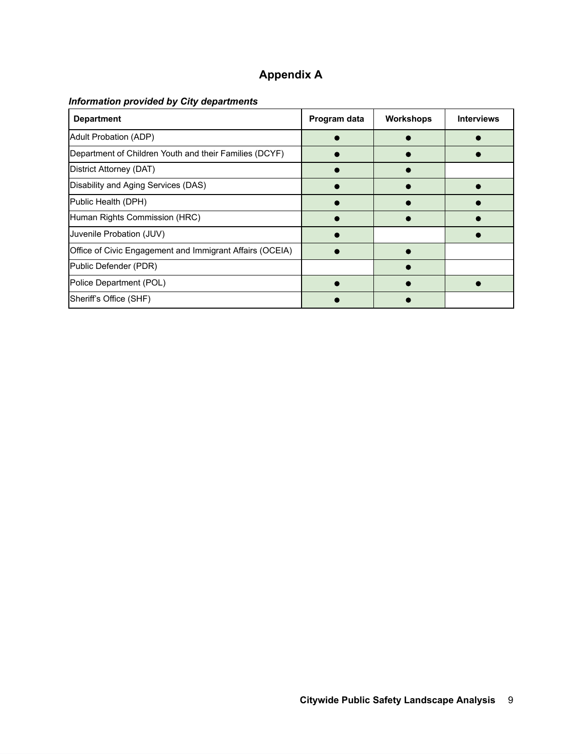# Appendix A

***Information provided by City departments***

| Department | Program data | Workshops | Interviews |
|---|---|---|---|
| Adult Probation (ADP) | ● | ● | ● |
| Department of Children Youth and their Families (DCYF) | ● | ● | ● |
| District Attorney (DAT) | ● | ● | |
| Disability and Aging Services (DAS) | ● | ● | ● |
| Public Health (DPH) | ● | ● | ● |
| Human Rights Commission (HRC) | ● | ● | ● |
| Juvenile Probation (JUV) | ● | | ● |
| Office of Civic Engagement and Immigrant Affairs (OCEIA) | ● | ● | |
| Public Defender (PDR) | | ● | |
| Police Department (POL) | ● | ● | ● |
| Sheriff's Office (SHF) | ● | ● | |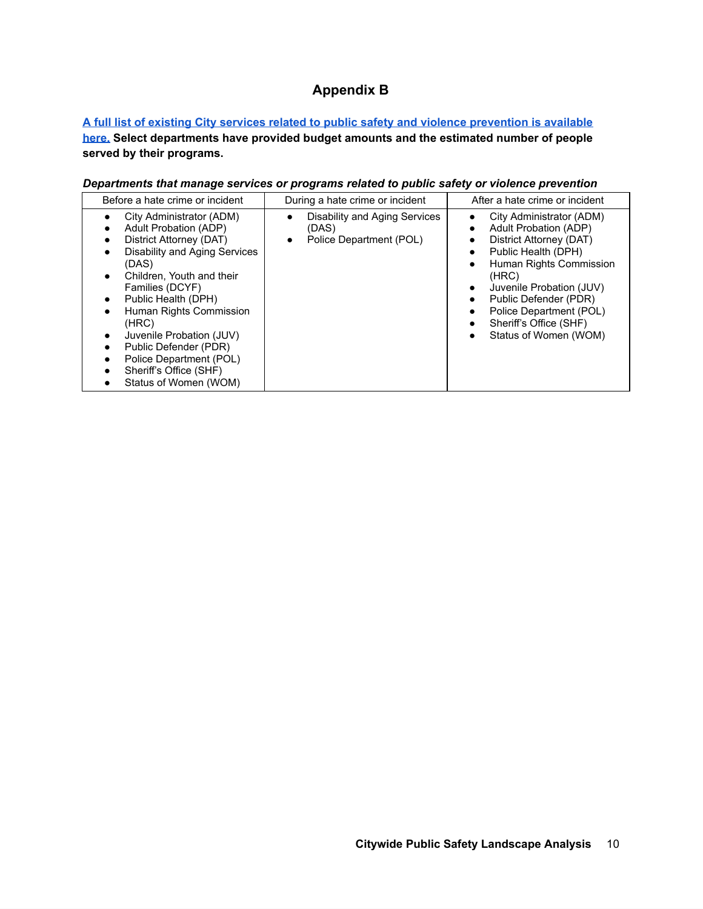# Appendix B

**[A full list of existing City services related to public safety and violence prevention is available here.](#) Select departments have provided budget amounts and the estimated number of people served by their programs.**

***Departments that manage services or programs related to public safety or violence prevention***

| Before a hate crime or incident | During a hate crime or incident | After a hate crime or incident |
|---|---|---|
| • City Administrator (ADM)<br>• Adult Probation (ADP)<br>• District Attorney (DAT)<br>• Disability and Aging Services (DAS)<br>• Children, Youth and their Families (DCYF)<br>• Public Health (DPH)<br>• Human Rights Commission (HRC)<br>• Juvenile Probation (JUV)<br>• Public Defender (PDR)<br>• Police Department (POL)<br>• Sheriff's Office (SHF)<br>• Status of Women (WOM) | • Disability and Aging Services (DAS)<br>• Police Department (POL) | • City Administrator (ADM)<br>• Adult Probation (ADP)<br>• District Attorney (DAT)<br>• Public Health (DPH)<br>• Human Rights Commission (HRC)<br>• Juvenile Probation (JUV)<br>• Public Defender (PDR)<br>• Police Department (POL)<br>• Sheriff's Office (SHF)<br>• Status of Women (WOM) |